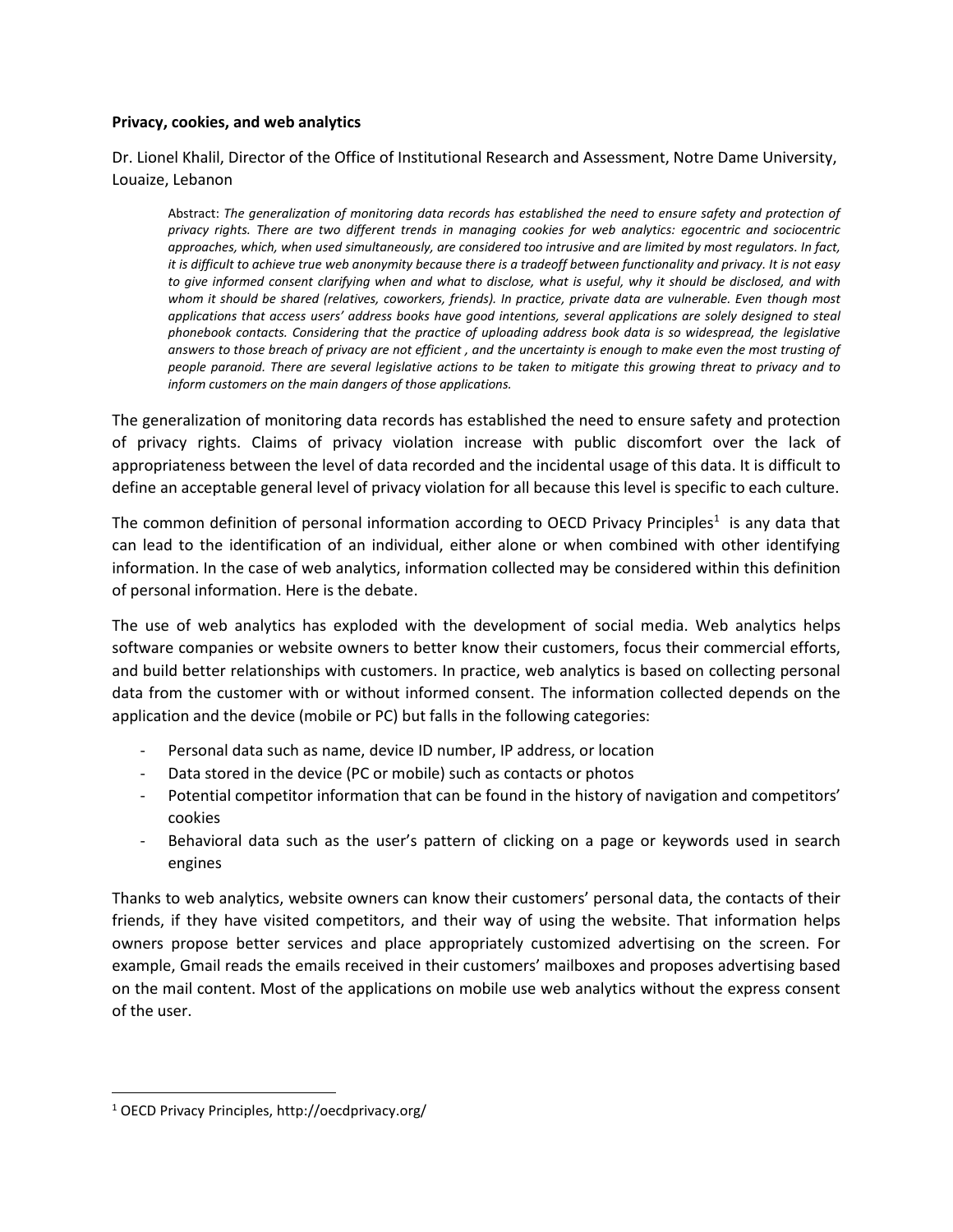**Privacy, cookies, and web analytics**

Dr. Lionel Khalil, Director of the Office of Institutional Research and Assessment, Notre Dame University, Louaize, Lebanon

> Abstract: *The generalization of monitoring data records has established the need to ensure safety and protection of privacy rights. There are two different trends in managing cookies for web analytics: egocentric and sociocentric approaches, which, when used simultaneously, are considered too intrusive and are limited by most regulators. In fact, it is difficult to achieve true web anonymity because there is a tradeoff between functionality and privacy. It is not easy to give informed consent clarifying when and what to disclose, what is useful, why it should be disclosed, and with whom it should be shared (relatives, coworkers, friends). In practice, private data are vulnerable. Even though most applications that access users' address books have good intentions, several applications are solely designed to steal phonebook contacts. Considering that the practice of uploading address book data is so widespread, the legislative answers to those breach of privacy are not efficient , and the uncertainty is enough to make even the most trusting of people paranoid. There are several legislative actions to be taken to mitigate this growing threat to privacy and to inform customers on the main dangers of those applications.*

The generalization of monitoring data records has established the need to ensure safety and protection of privacy rights. Claims of privacy violation increase with public discomfort over the lack of appropriateness between the level of data recorded and the incidental usage of this data. It is difficult to define an acceptable general level of privacy violation for all because this level is specific to each culture.

The common definition of personal information according to OECD Privacy Principles[1] is any data that can lead to the identification of an individual, either alone or when combined with other identifying information. In the case of web analytics, information collected may be considered within this definition of personal information. Here is the debate.

The use of web analytics has exploded with the development of social media. Web analytics helps software companies or website owners to better know their customers, focus their commercial efforts, and build better relationships with customers. In practice, web analytics is based on collecting personal data from the customer with or without informed consent. The information collected depends on the application and the device (mobile or PC) but falls in the following categories:

- Personal data such as name, device ID number, IP address, or location
- Data stored in the device (PC or mobile) such as contacts or photos
- Potential competitor information that can be found in the history of navigation and competitors' cookies
- Behavioral data such as the user's pattern of clicking on a page or keywords used in search engines

Thanks to web analytics, website owners can know their customers' personal data, the contacts of their friends, if they have visited competitors, and their way of using the website. That information helps owners propose better services and place appropriately customized advertising on the screen. For example, Gmail reads the emails received in their customers' mailboxes and proposes advertising based on the mail content. Most of the applications on mobile use web analytics without the express consent of the user.

---

[1] OECD Privacy Principles, http://oecdprivacy.org/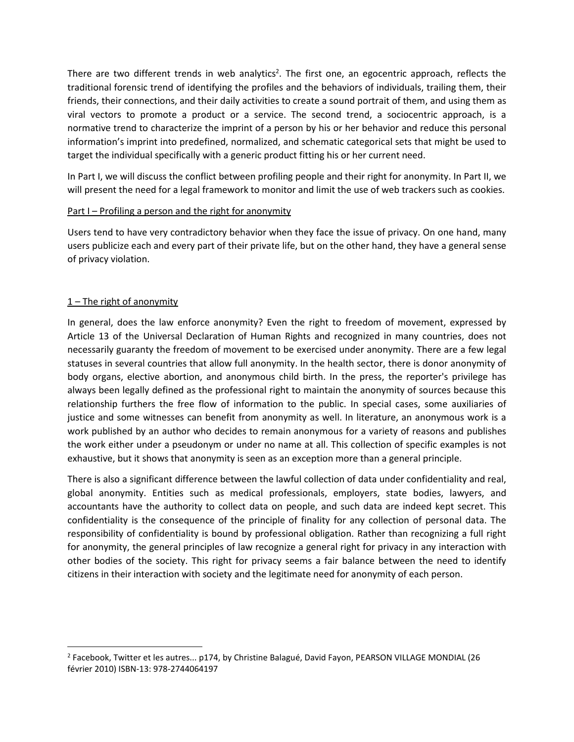There are two different trends in web analytics[2]. The first one, an egocentric approach, reflects the traditional forensic trend of identifying the profiles and the behaviors of individuals, trailing them, their friends, their connections, and their daily activities to create a sound portrait of them, and using them as viral vectors to promote a product or a service. The second trend, a sociocentric approach, is a normative trend to characterize the imprint of a person by his or her behavior and reduce this personal information's imprint into predefined, normalized, and schematic categorical sets that might be used to target the individual specifically with a generic product fitting his or her current need.

In Part I, we will discuss the conflict between profiling people and their right for anonymity. In Part II, we will present the need for a legal framework to monitor and limit the use of web trackers such as cookies.

## Part I – Profiling a person and the right for anonymity

Users tend to have very contradictory behavior when they face the issue of privacy. On one hand, many users publicize each and every part of their private life, but on the other hand, they have a general sense of privacy violation.

### 1 – The right of anonymity

In general, does the law enforce anonymity? Even the right to freedom of movement, expressed by Article 13 of the Universal Declaration of Human Rights and recognized in many countries, does not necessarily guaranty the freedom of movement to be exercised under anonymity. There are a few legal statuses in several countries that allow full anonymity. In the health sector, there is donor anonymity of body organs, elective abortion, and anonymous child birth. In the press, the reporter's privilege has always been legally defined as the professional right to maintain the anonymity of sources because this relationship furthers the free flow of information to the public. In special cases, some auxiliaries of justice and some witnesses can benefit from anonymity as well. In literature, an anonymous work is a work published by an author who decides to remain anonymous for a variety of reasons and publishes the work either under a pseudonym or under no name at all. This collection of specific examples is not exhaustive, but it shows that anonymity is seen as an exception more than a general principle.

There is also a significant difference between the lawful collection of data under confidentiality and real, global anonymity. Entities such as medical professionals, employers, state bodies, lawyers, and accountants have the authority to collect data on people, and such data are indeed kept secret. This confidentiality is the consequence of the principle of finality for any collection of personal data. The responsibility of confidentiality is bound by professional obligation. Rather than recognizing a full right for anonymity, the general principles of law recognize a general right for privacy in any interaction with other bodies of the society. This right for privacy seems a fair balance between the need to identify citizens in their interaction with society and the legitimate need for anonymity of each person.

---

[2] Facebook, Twitter et les autres... p174, by Christine Balagué, David Fayon, PEARSON VILLAGE MONDIAL (26 février 2010) ISBN-13: 978-2744064197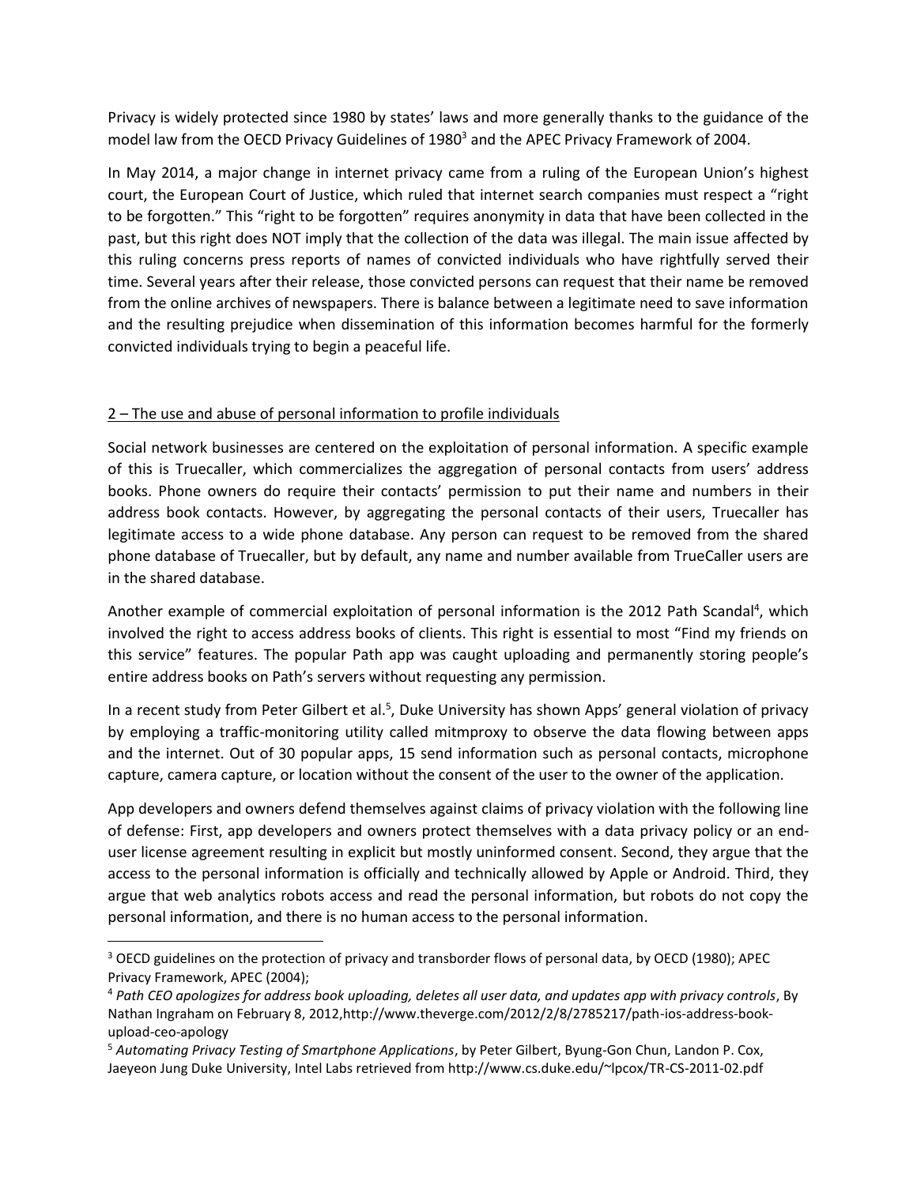Privacy is widely protected since 1980 by states' laws and more generally thanks to the guidance of the model law from the OECD Privacy Guidelines of 1980[3] and the APEC Privacy Framework of 2004.

In May 2014, a major change in internet privacy came from a ruling of the European Union's highest court, the European Court of Justice, which ruled that internet search companies must respect a "right to be forgotten." This "right to be forgotten" requires anonymity in data that have been collected in the past, but this right does NOT imply that the collection of the data was illegal. The main issue affected by this ruling concerns press reports of names of convicted individuals who have rightfully served their time. Several years after their release, those convicted persons can request that their name be removed from the online archives of newspapers. There is balance between a legitimate need to save information and the resulting prejudice when dissemination of this information becomes harmful for the formerly convicted individuals trying to begin a peaceful life.

## 2 – The use and abuse of personal information to profile individuals

Social network businesses are centered on the exploitation of personal information. A specific example of this is Truecaller, which commercializes the aggregation of personal contacts from users' address books. Phone owners do require their contacts' permission to put their name and numbers in their address book contacts. However, by aggregating the personal contacts of their users, Truecaller has legitimate access to a wide phone database. Any person can request to be removed from the shared phone database of Truecaller, but by default, any name and number available from TrueCaller users are in the shared database.

Another example of commercial exploitation of personal information is the 2012 Path Scandal[4], which involved the right to access address books of clients. This right is essential to most "Find my friends on this service" features. The popular Path app was caught uploading and permanently storing people's entire address books on Path's servers without requesting any permission.

In a recent study from Peter Gilbert et al.[5], Duke University has shown Apps' general violation of privacy by employing a traffic-monitoring utility called mitmproxy to observe the data flowing between apps and the internet. Out of 30 popular apps, 15 send information such as personal contacts, microphone capture, camera capture, or location without the consent of the user to the owner of the application.

App developers and owners defend themselves against claims of privacy violation with the following line of defense: First, app developers and owners protect themselves with a data privacy policy or an end-user license agreement resulting in explicit but mostly uninformed consent. Second, they argue that the access to the personal information is officially and technically allowed by Apple or Android. Third, they argue that web analytics robots access and read the personal information, but robots do not copy the personal information, and there is no human access to the personal information.

---

[3] OECD guidelines on the protection of privacy and transborder flows of personal data, by OECD (1980); APEC Privacy Framework, APEC (2004);

[4] *Path CEO apologizes for address book uploading, deletes all user data, and updates app with privacy controls*, By Nathan Ingraham on February 8, 2012,http://www.theverge.com/2012/2/8/2785217/path-ios-address-book-upload-ceo-apology

[5] *Automating Privacy Testing of Smartphone Applications*, by Peter Gilbert, Byung-Gon Chun, Landon P. Cox, Jaeyeon Jung Duke University, Intel Labs retrieved from http://www.cs.duke.edu/~lpcox/TR-CS-2011-02.pdf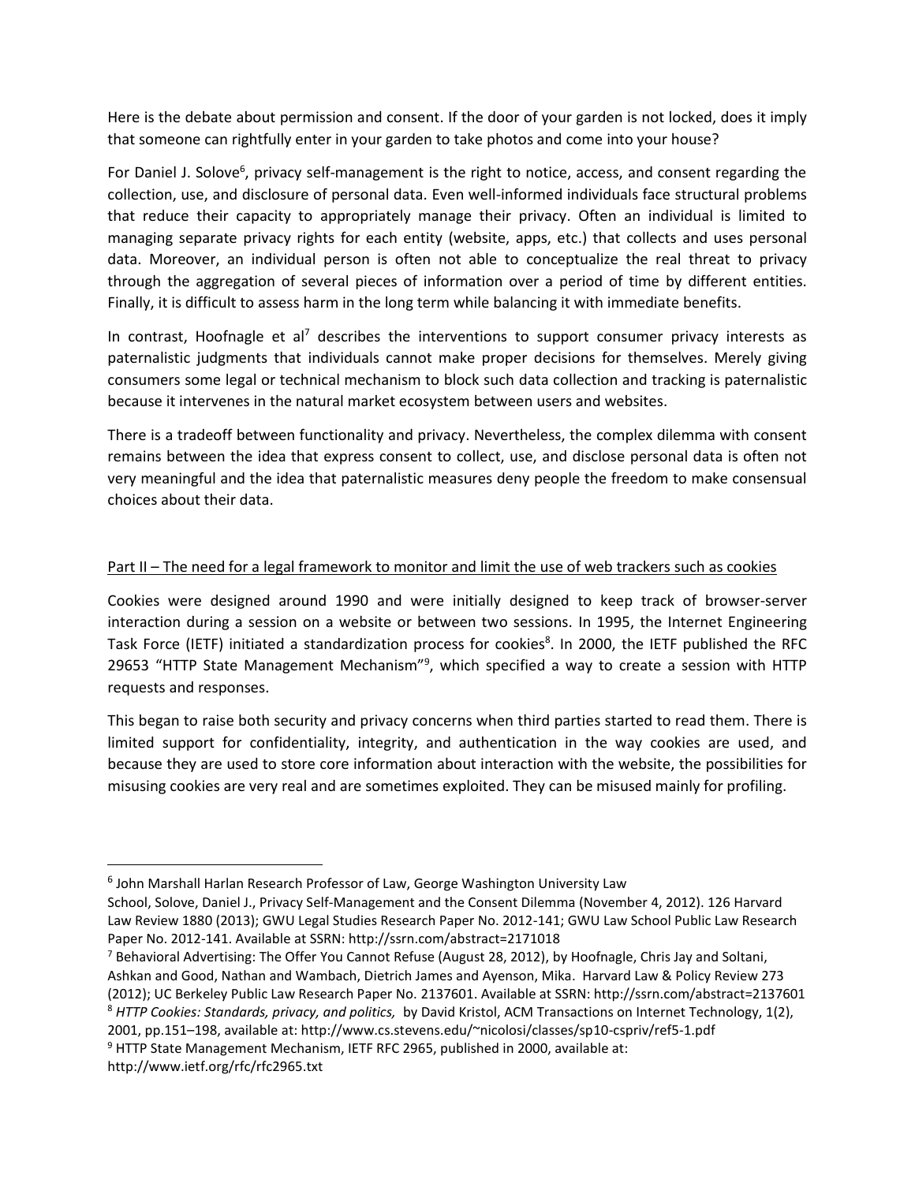Here is the debate about permission and consent. If the door of your garden is not locked, does it imply that someone can rightfully enter in your garden to take photos and come into your house?

For Daniel J. Solove[6], privacy self-management is the right to notice, access, and consent regarding the collection, use, and disclosure of personal data. Even well-informed individuals face structural problems that reduce their capacity to appropriately manage their privacy. Often an individual is limited to managing separate privacy rights for each entity (website, apps, etc.) that collects and uses personal data. Moreover, an individual person is often not able to conceptualize the real threat to privacy through the aggregation of several pieces of information over a period of time by different entities. Finally, it is difficult to assess harm in the long term while balancing it with immediate benefits.

In contrast, Hoofnagle et al[7] describes the interventions to support consumer privacy interests as paternalistic judgments that individuals cannot make proper decisions for themselves. Merely giving consumers some legal or technical mechanism to block such data collection and tracking is paternalistic because it intervenes in the natural market ecosystem between users and websites.

There is a tradeoff between functionality and privacy. Nevertheless, the complex dilemma with consent remains between the idea that express consent to collect, use, and disclose personal data is often not very meaningful and the idea that paternalistic measures deny people the freedom to make consensual choices about their data.

<u>Part II – The need for a legal framework to monitor and limit the use of web trackers such as cookies</u>

Cookies were designed around 1990 and were initially designed to keep track of browser-server interaction during a session on a website or between two sessions. In 1995, the Internet Engineering Task Force (IETF) initiated a standardization process for cookies[8]. In 2000, the IETF published the RFC 29653 "HTTP State Management Mechanism"[9], which specified a way to create a session with HTTP requests and responses.

This began to raise both security and privacy concerns when third parties started to read them. There is limited support for confidentiality, integrity, and authentication in the way cookies are used, and because they are used to store core information about interaction with the website, the possibilities for misusing cookies are very real and are sometimes exploited. They can be misused mainly for profiling.

---

[6] John Marshall Harlan Research Professor of Law, George Washington University Law School, Solove, Daniel J., Privacy Self-Management and the Consent Dilemma (November 4, 2012). 126 Harvard Law Review 1880 (2013); GWU Legal Studies Research Paper No. 2012-141; GWU Law School Public Law Research Paper No. 2012-141. Available at SSRN: http://ssrn.com/abstract=2171018

[7] Behavioral Advertising: The Offer You Cannot Refuse (August 28, 2012), by Hoofnagle, Chris Jay and Soltani, Ashkan and Good, Nathan and Wambach, Dietrich James and Ayenson, Mika. Harvard Law & Policy Review 273 (2012); UC Berkeley Public Law Research Paper No. 2137601. Available at SSRN: http://ssrn.com/abstract=2137601

[8] *HTTP Cookies: Standards, privacy, and politics,* by David Kristol, ACM Transactions on Internet Technology, 1(2), 2001, pp.151–198, available at: http://www.cs.stevens.edu/~nicolosi/classes/sp10-cspriv/ref5-1.pdf

[9] HTTP State Management Mechanism, IETF RFC 2965, published in 2000, available at: http://www.ietf.org/rfc/rfc2965.txt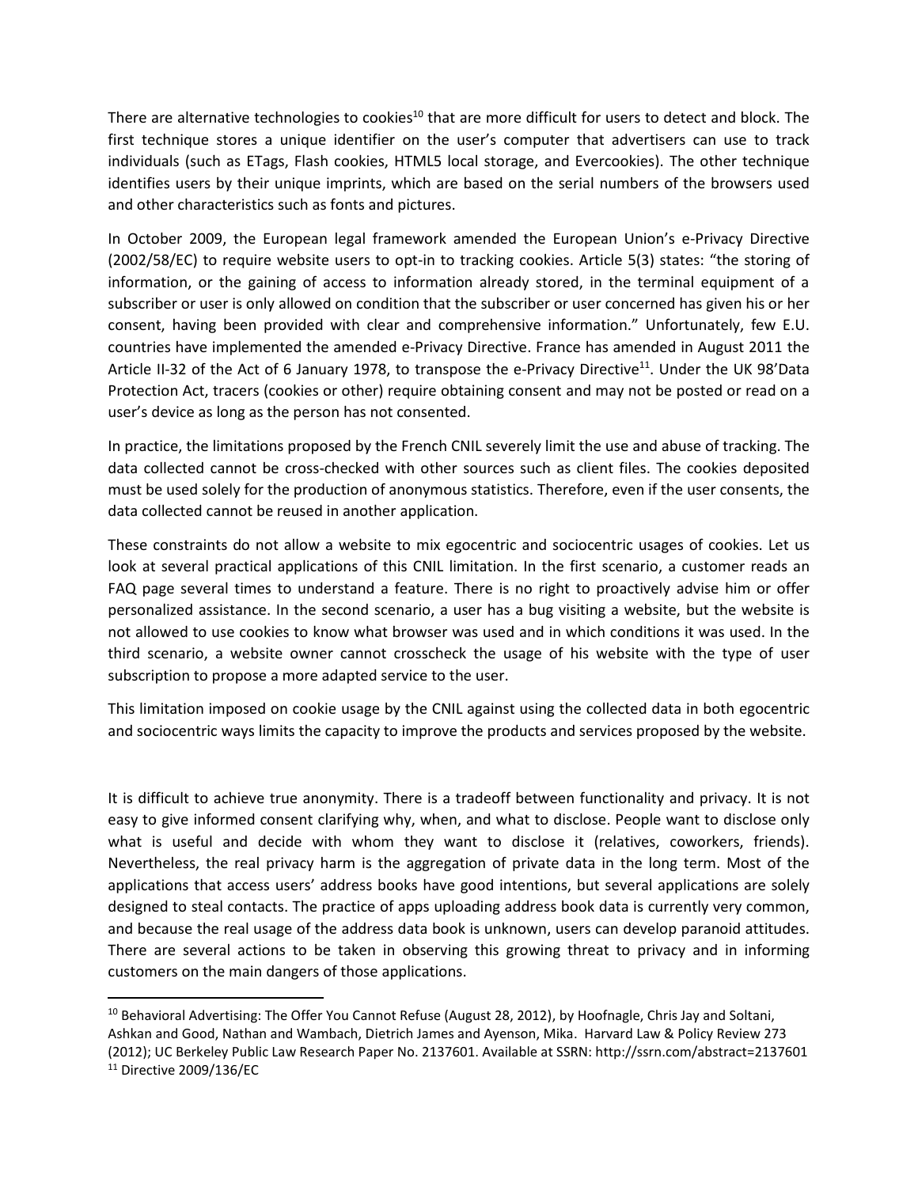There are alternative technologies to cookies[10] that are more difficult for users to detect and block. The first technique stores a unique identifier on the user's computer that advertisers can use to track individuals (such as ETags, Flash cookies, HTML5 local storage, and Evercookies). The other technique identifies users by their unique imprints, which are based on the serial numbers of the browsers used and other characteristics such as fonts and pictures.

In October 2009, the European legal framework amended the European Union's e-Privacy Directive (2002/58/EC) to require website users to opt-in to tracking cookies. Article 5(3) states: "the storing of information, or the gaining of access to information already stored, in the terminal equipment of a subscriber or user is only allowed on condition that the subscriber or user concerned has given his or her consent, having been provided with clear and comprehensive information." Unfortunately, few E.U. countries have implemented the amended e-Privacy Directive. France has amended in August 2011 the Article II-32 of the Act of 6 January 1978, to transpose the e-Privacy Directive[11]. Under the UK 98'Data Protection Act, tracers (cookies or other) require obtaining consent and may not be posted or read on a user's device as long as the person has not consented.

In practice, the limitations proposed by the French CNIL severely limit the use and abuse of tracking. The data collected cannot be cross-checked with other sources such as client files. The cookies deposited must be used solely for the production of anonymous statistics. Therefore, even if the user consents, the data collected cannot be reused in another application.

These constraints do not allow a website to mix egocentric and sociocentric usages of cookies. Let us look at several practical applications of this CNIL limitation. In the first scenario, a customer reads an FAQ page several times to understand a feature. There is no right to proactively advise him or offer personalized assistance. In the second scenario, a user has a bug visiting a website, but the website is not allowed to use cookies to know what browser was used and in which conditions it was used. In the third scenario, a website owner cannot crosscheck the usage of his website with the type of user subscription to propose a more adapted service to the user.

This limitation imposed on cookie usage by the CNIL against using the collected data in both egocentric and sociocentric ways limits the capacity to improve the products and services proposed by the website.

It is difficult to achieve true anonymity. There is a tradeoff between functionality and privacy. It is not easy to give informed consent clarifying why, when, and what to disclose. People want to disclose only what is useful and decide with whom they want to disclose it (relatives, coworkers, friends). Nevertheless, the real privacy harm is the aggregation of private data in the long term. Most of the applications that access users' address books have good intentions, but several applications are solely designed to steal contacts. The practice of apps uploading address book data is currently very common, and because the real usage of the address data book is unknown, users can develop paranoid attitudes. There are several actions to be taken in observing this growing threat to privacy and in informing customers on the main dangers of those applications.

---

[10] Behavioral Advertising: The Offer You Cannot Refuse (August 28, 2012), by Hoofnagle, Chris Jay and Soltani, Ashkan and Good, Nathan and Wambach, Dietrich James and Ayenson, Mika. Harvard Law & Policy Review 273 (2012); UC Berkeley Public Law Research Paper No. 2137601. Available at SSRN: http://ssrn.com/abstract=2137601

[11] Directive 2009/136/EC